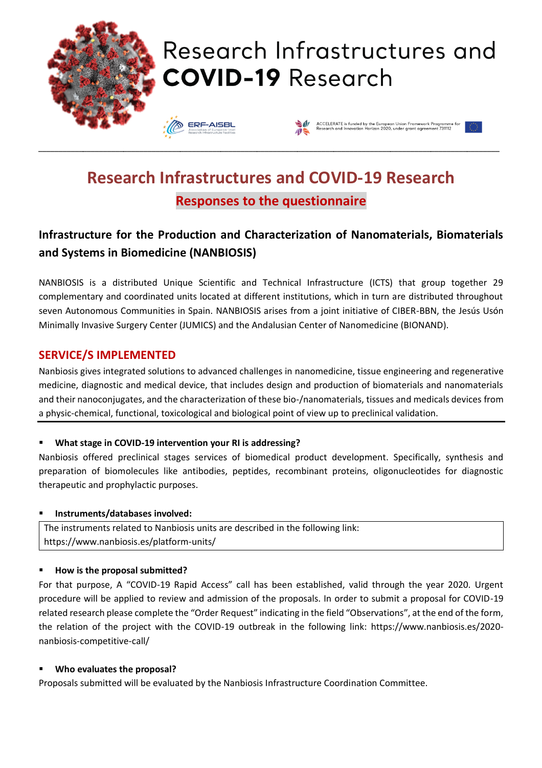# Research Infrastructures and COVID-19 Research

## Responses to the questionnaire

### Infrastructure for the Production and Characterization of Nanomaterials, Biomaterials and Systems in Biomedicine (NANBIOSIS)

NANBIOSIS is a distributed Unique Scientific and Technical Infrastructure (ICTS) that group together 29 complementary and coordinated units located at different institutions, which in turn are distributed throughout seven Autonomous Communities in Spain. NANBIOSIS arises from a joint initiative of CIBER-BBN, the Jesús Usón Minimally Invasive Surgery Center (JUMICS) and the Andalusian Center of Nanomedicine (BIONAND).

## SERVICE/S IMPLEMENTED

Nanbiosis gives integrated solutions to advanced challenges in nanomedicine, tissue engineering and regenerative medicine, diagnostic and medical device, that includes design and production of biomaterials and nanomaterials and their nanoconjugates, and the characterization of these bio-/nanomaterials, tissues and medicals devices from a physic-chemical, functional, toxicological and biological point of view up to preclinical validation.

- **What stage in COVID-19 intervention your RI is addressing?**

Nanbiosis offered preclinical stages services of biomedical product development. Specifically, synthesis and preparation of biomolecules like antibodies, peptides, recombinant proteins, oligonucleotides for diagnostic therapeutic and prophylactic purposes.

- **Instruments/databases involved:**

| The instruments related to Nanbiosis units are described in the following link: https://www.nanbiosis.es/platform-units/ |
|---|

- **How is the proposal submitted?**

For that purpose, A "COVID-19 Rapid Access" call has been established, valid through the year 2020. Urgent procedure will be applied to review and admission of the proposals. In order to submit a proposal for COVID-19 related research please complete the "Order Request" indicating in the field "Observations", at the end of the form, the relation of the project with the COVID-19 outbreak in the following link: https://www.nanbiosis.es/2020-nanbiosis-competitive-call/

- **Who evaluates the proposal?**

Proposals submitted will be evaluated by the Nanbiosis Infrastructure Coordination Committee.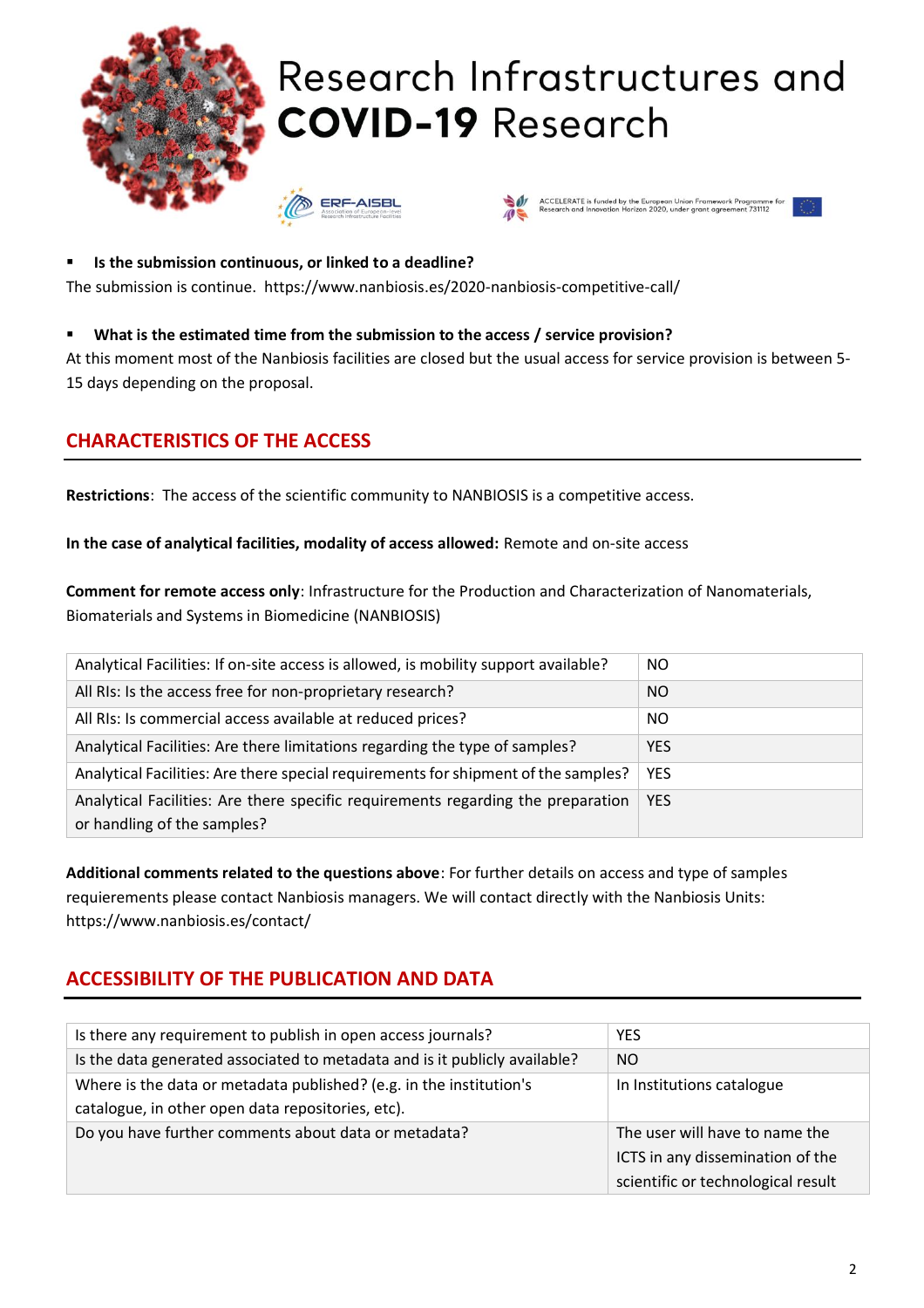- **Is the submission continuous, or linked to a deadline?**

The submission is continue. https://www.nanbiosis.es/2020-nanbiosis-competitive-call/

- **What is the estimated time from the submission to the access / service provision?**

At this moment most of the Nanbiosis facilities are closed but the usual access for service provision is between 5-15 days depending on the proposal.

## CHARACTERISTICS OF THE ACCESS

**Restrictions**: The access of the scientific community to NANBIOSIS is a competitive access.

**In the case of analytical facilities, modality of access allowed:** Remote and on-site access

**Comment for remote access only**: Infrastructure for the Production and Characterization of Nanomaterials, Biomaterials and Systems in Biomedicine (NANBIOSIS)

| | |
|---|---|
| Analytical Facilities: If on-site access is allowed, is mobility support available? | NO |
| All RIs: Is the access free for non-proprietary research? | NO |
| All RIs: Is commercial access available at reduced prices? | NO |
| Analytical Facilities: Are there limitations regarding the type of samples? | YES |
| Analytical Facilities: Are there special requirements for shipment of the samples? | YES |
| Analytical Facilities: Are there specific requirements regarding the preparation or handling of the samples? | YES |

**Additional comments related to the questions above**: For further details on access and type of samples requierements please contact Nanbiosis managers. We will contact directly with the Nanbiosis Units: https://www.nanbiosis.es/contact/

## ACCESSIBILITY OF THE PUBLICATION AND DATA

| | |
|---|---|
| Is there any requirement to publish in open access journals? | YES |
| Is the data generated associated to metadata and is it publicly available? | NO |
| Where is the data or metadata published? (e.g. in the institution's catalogue, in other open data repositories, etc). | In Institutions catalogue |
| Do you have further comments about data or metadata? | The user will have to name the ICTS in any dissemination of the scientific or technological result |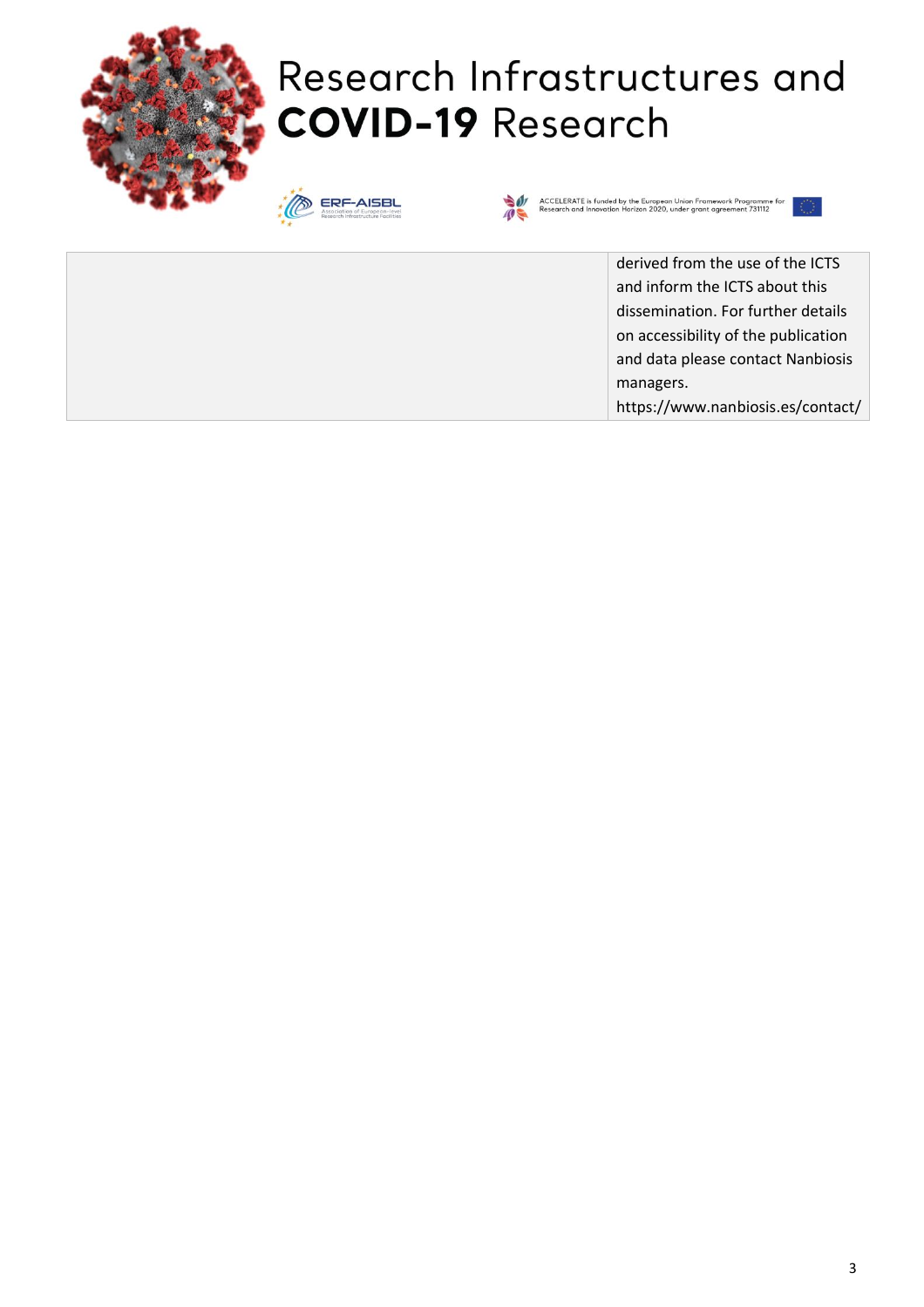| | |
|---|---|
| | derived from the use of the ICTS and inform the ICTS about this dissemination. For further details on accessibility of the publication and data please contact Nanbiosis managers. https://www.nanbiosis.es/contact/ |